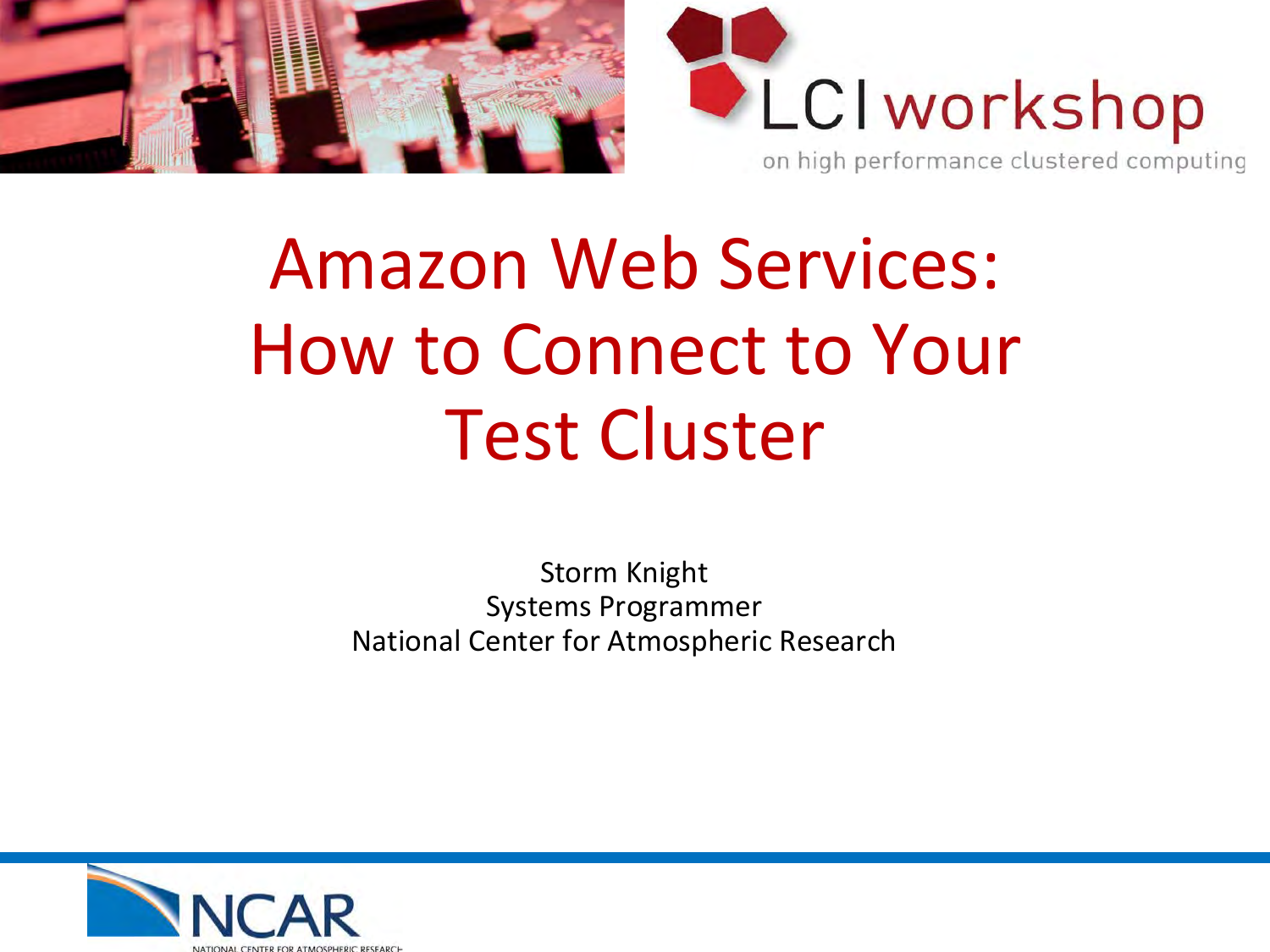LCI workshop

on high performance clustered computing

# Amazon Web Services: How to Connect to Your Test Cluster

Storm Knight
Systems Programmer
National Center for Atmospheric Research

NCAR
NATIONAL CENTER FOR ATMOSPHERIC RESEARCH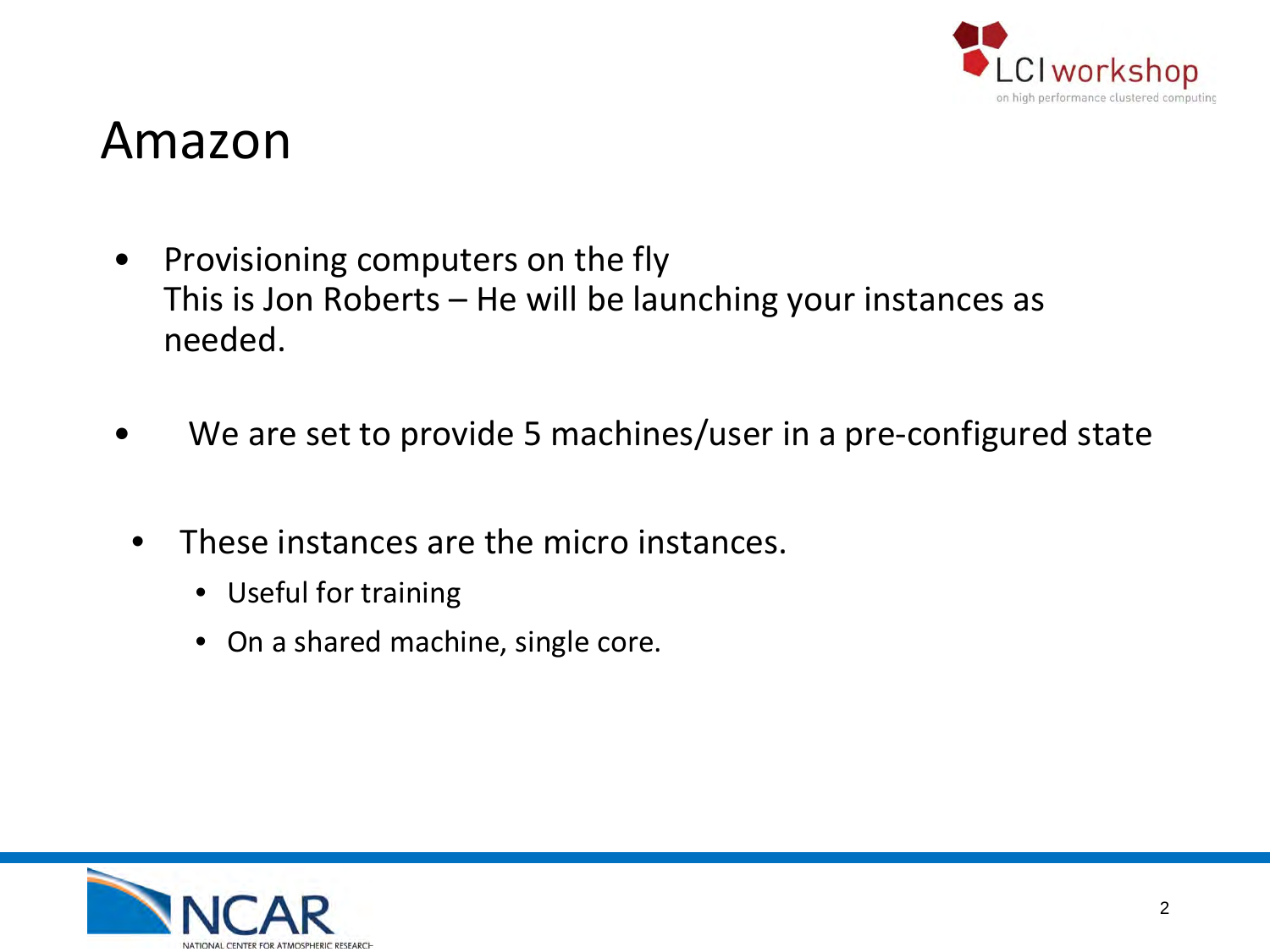# Amazon

- Provisioning computers on the fly
  This is Jon Roberts – He will be launching your instances as needed.
- We are set to provide 5 machines/user in a pre-configured state
- These instances are the micro instances.
  - Useful for training
  - On a shared machine, single core.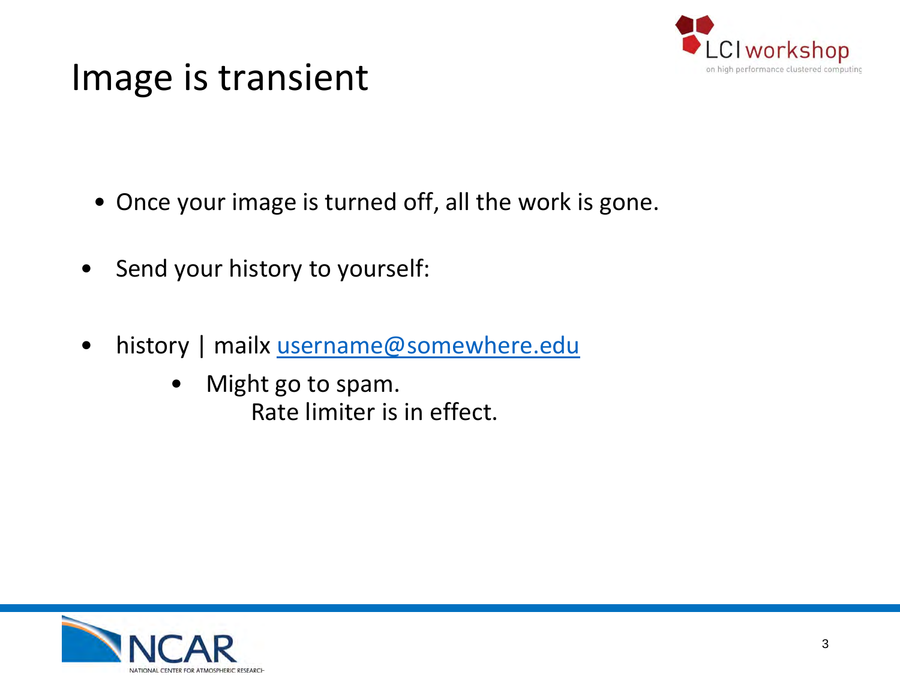# Image is transient

- Once your image is turned off, all the work is gone.
- Send your history to yourself:
- history | mailx username@somewhere.edu
  - Might go to spam.
    Rate limiter is in effect.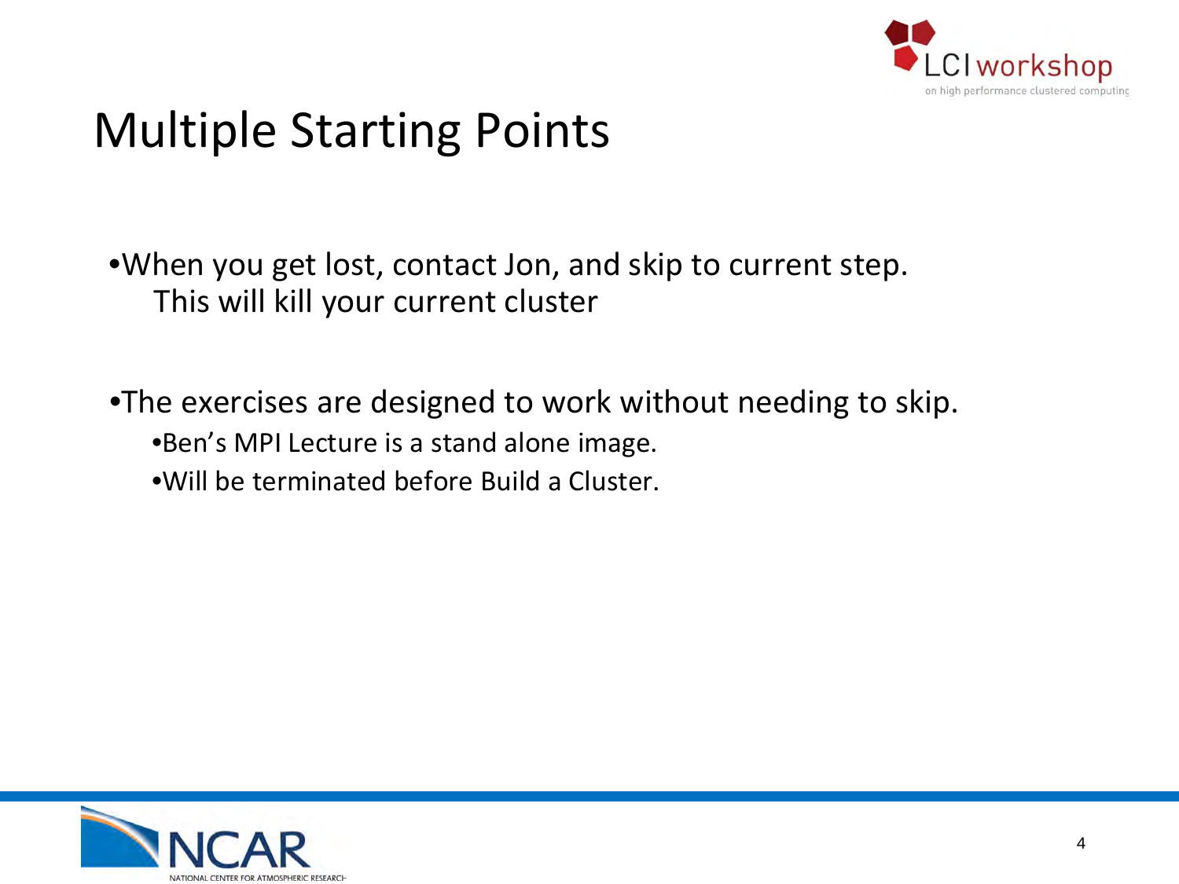# Multiple Starting Points

- When you get lost, contact Jon, and skip to current step.
  This will kill your current cluster

- The exercises are designed to work without needing to skip.
  - Ben's MPI Lecture is a stand alone image.
  - Will be terminated before Build a Cluster.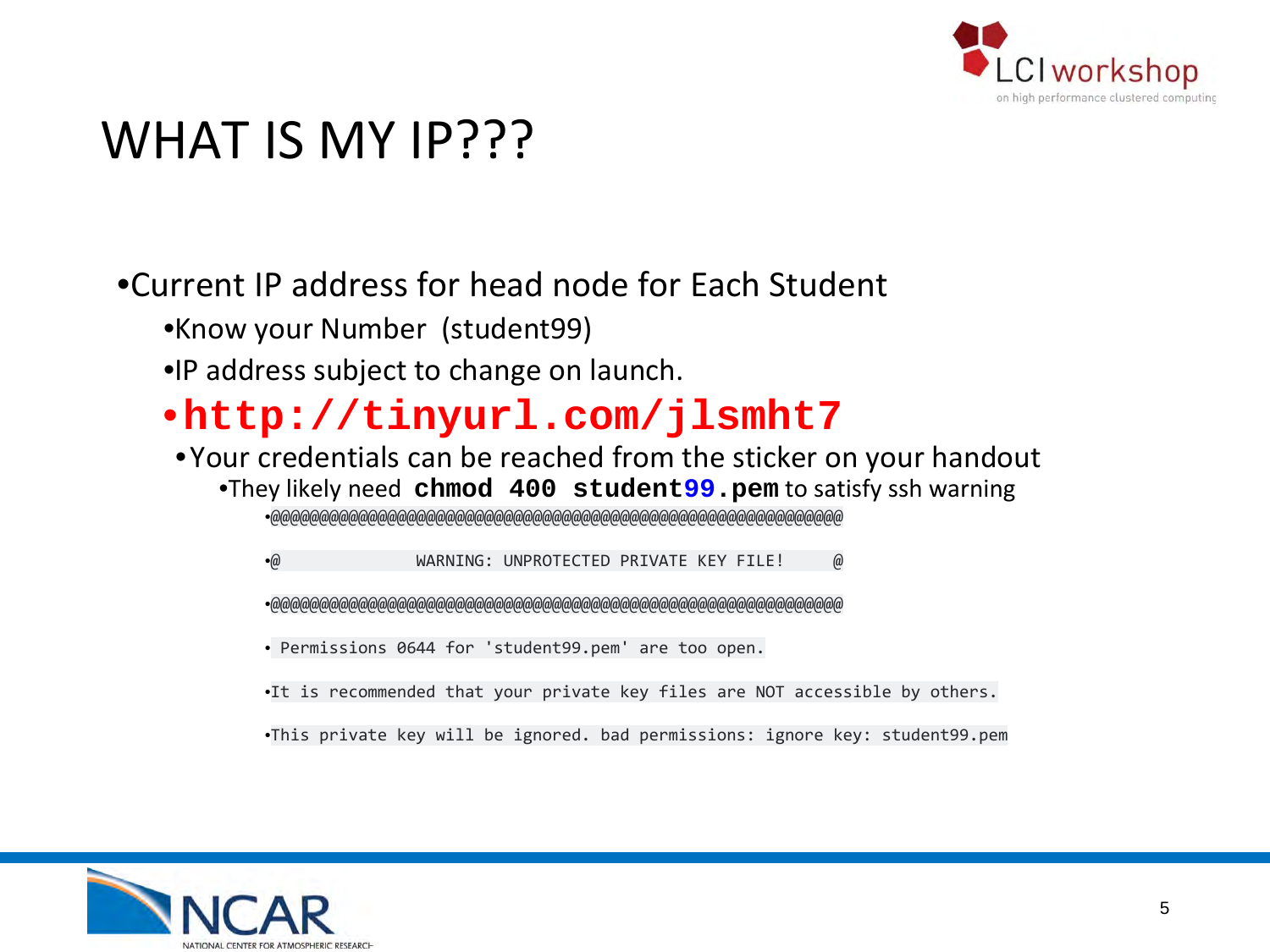# WHAT IS MY IP???

- Current IP address for head node for Each Student
  - Know your Number (student99)
  - IP address subject to change on launch.
  - **http://tinyurl.com/jlsmht7**
    - Your credentials can be reached from the sticker on your handout
      - They likely need **`chmod 400 student99.pem`** to satisfy ssh warning

```
@@@@@@@@@@@@@@@@@@@@@@@@@@@@@@@@@@@@@@@@@@@@@@@@@@@@@@@@@@@
@         WARNING: UNPROTECTED PRIVATE KEY FILE!          @
@@@@@@@@@@@@@@@@@@@@@@@@@@@@@@@@@@@@@@@@@@@@@@@@@@@@@@@@@@@
Permissions 0644 for 'student99.pem' are too open.
It is recommended that your private key files are NOT accessible by others.
This private key will be ignored. bad permissions: ignore key: student99.pem
```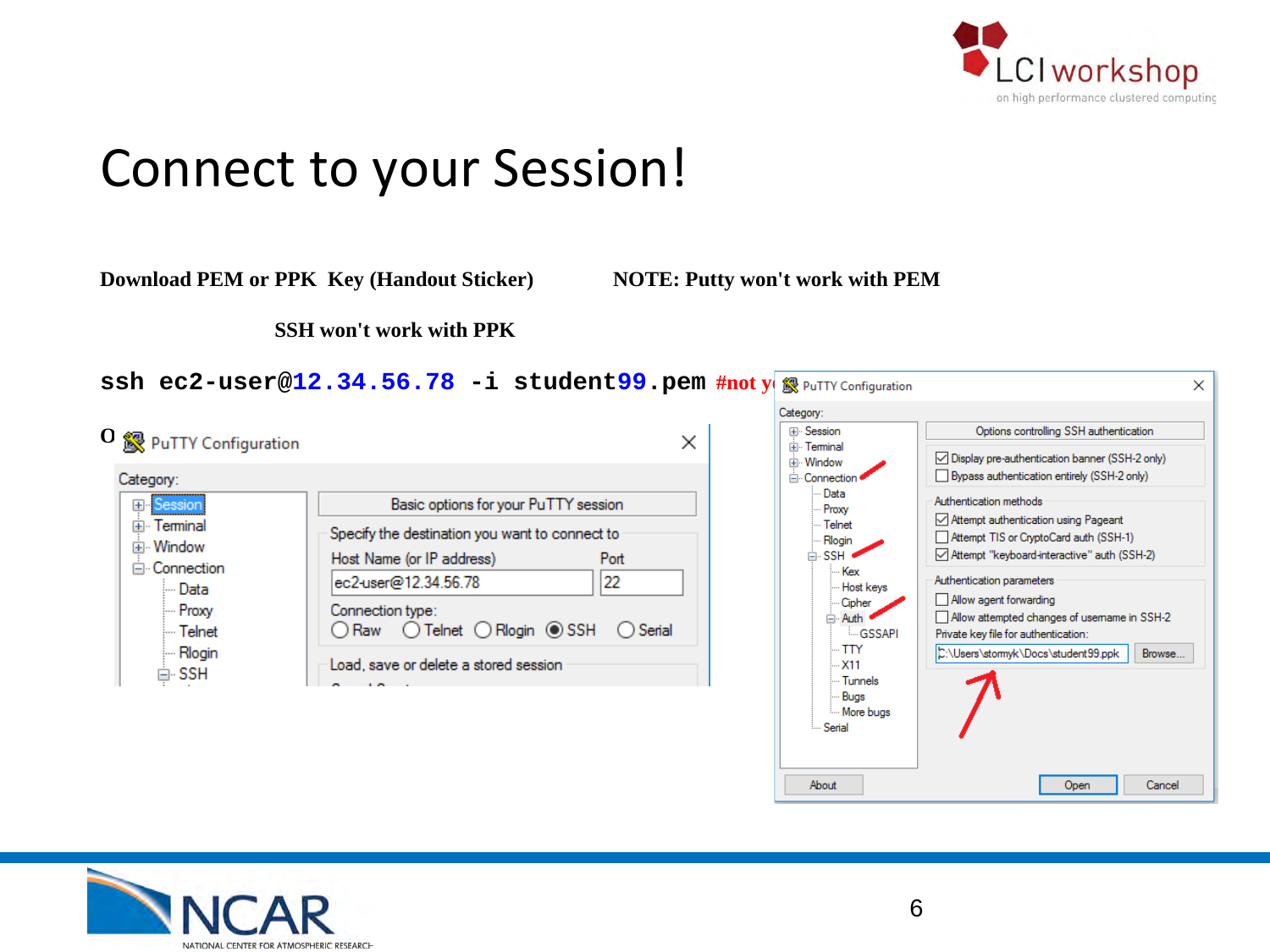# Connect to your Session!

**Download PEM or PPK Key (Handout Sticker)**

**NOTE: Putty won't work with PEM**

**SSH won't work with PPK**

```
ssh ec2-user@12.34.56.78 -i student99.pem #not y
```

O

PuTTY Configuration

Category:

- Session
- Terminal
- Window
- Connection
  - Data
  - Proxy
  - Telnet
  - Rlogin
  - SSH

Basic options for your PuTTY session

Specify the destination you want to connect to

Host Name (or IP address): ec2-user@12.34.56.78

Port: 22

Connection type: Raw, Telnet, Rlogin, SSH, Serial

Load, save or delete a stored session

PuTTY Configuration

Category:

- Session
- Terminal
- Window
- Connection
  - Data
  - Proxy
  - Telnet
  - Rlogin
  - SSH
    - Kex
    - Host keys
    - Cipher
    - Auth
      - GSSAPI
    - TTY
    - X11
    - Tunnels
    - Bugs
    - More bugs
  - Serial

Options controlling SSH authentication

- [x] Display pre-authentication banner (SSH-2 only)
- [ ] Bypass authentication entirely (SSH-2 only)

Authentication methods

- [x] Attempt authentication using Pageant
- [ ] Attempt TIS or CryptoCard auth (SSH-1)
- [x] Attempt "keyboard-interactive" auth (SSH-2)

Authentication parameters

- [ ] Allow agent forwarding
- [ ] Allow attempted changes of username in SSH-2

Private key file for authentication:

C:\Users\stormyk\Docs\student99.ppk

Browse...

About | Open | Cancel